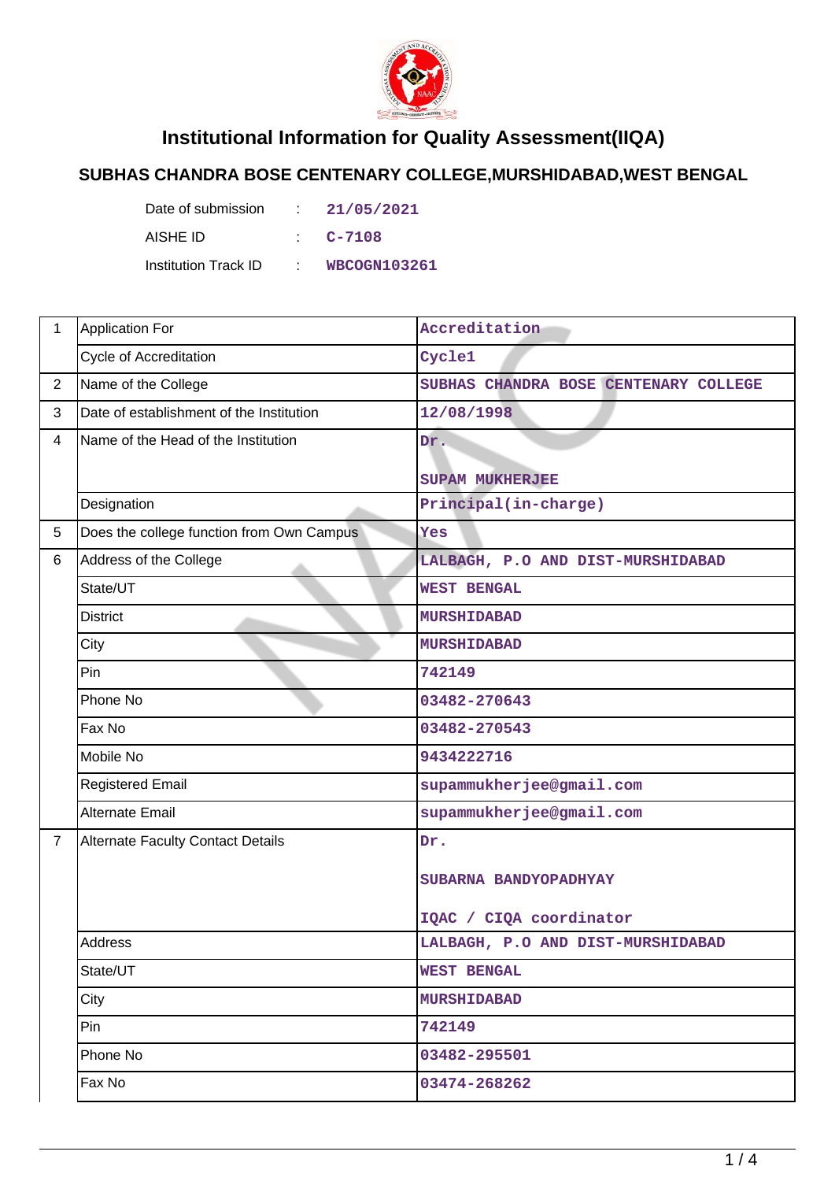# Institutional Information for Quality Assessment(IIQA)

## SUBHAS CHANDRA BOSE CENTENARY COLLEGE,MURSHIDABAD,WEST BENGAL

| | | |
|---|---|---|
| Date of submission | : | 21/05/2021 |
| AISHE ID | : | C-7108 |
| Institution Track ID | : | WBCOGN103261 |

| | | |
|---|---|---|
| 1 | Application For | Accreditation |
| | Cycle of Accreditation | Cycle1 |
| 2 | Name of the College | SUBHAS CHANDRA BOSE CENTENARY COLLEGE |
| 3 | Date of establishment of the Institution | 12/08/1998 |
| 4 | Name of the Head of the Institution | Dr.<br><br>SUPAM MUKHERJEE |
| | Designation | Principal(in-charge) |
| 5 | Does the college function from Own Campus | Yes |
| 6 | Address of the College | LALBAGH, P.O AND DIST-MURSHIDABAD |
| | State/UT | WEST BENGAL |
| | District | MURSHIDABAD |
| | City | MURSHIDABAD |
| | Pin | 742149 |
| | Phone No | 03482-270643 |
| | Fax No | 03482-270543 |
| | Mobile No | 9434222716 |
| | Registered Email | supammukherjee@gmail.com |
| | Alternate Email | supammukherjee@gmail.com |
| 7 | Alternate Faculty Contact Details | Dr.<br><br>SUBARNA BANDYOPADHYAY<br><br>IQAC / CIQA coordinator |
| | Address | LALBAGH, P.O AND DIST-MURSHIDABAD |
| | State/UT | WEST BENGAL |
| | City | MURSHIDABAD |
| | Pin | 742149 |
| | Phone No | 03482-295501 |
| | Fax No | 03474-268262 |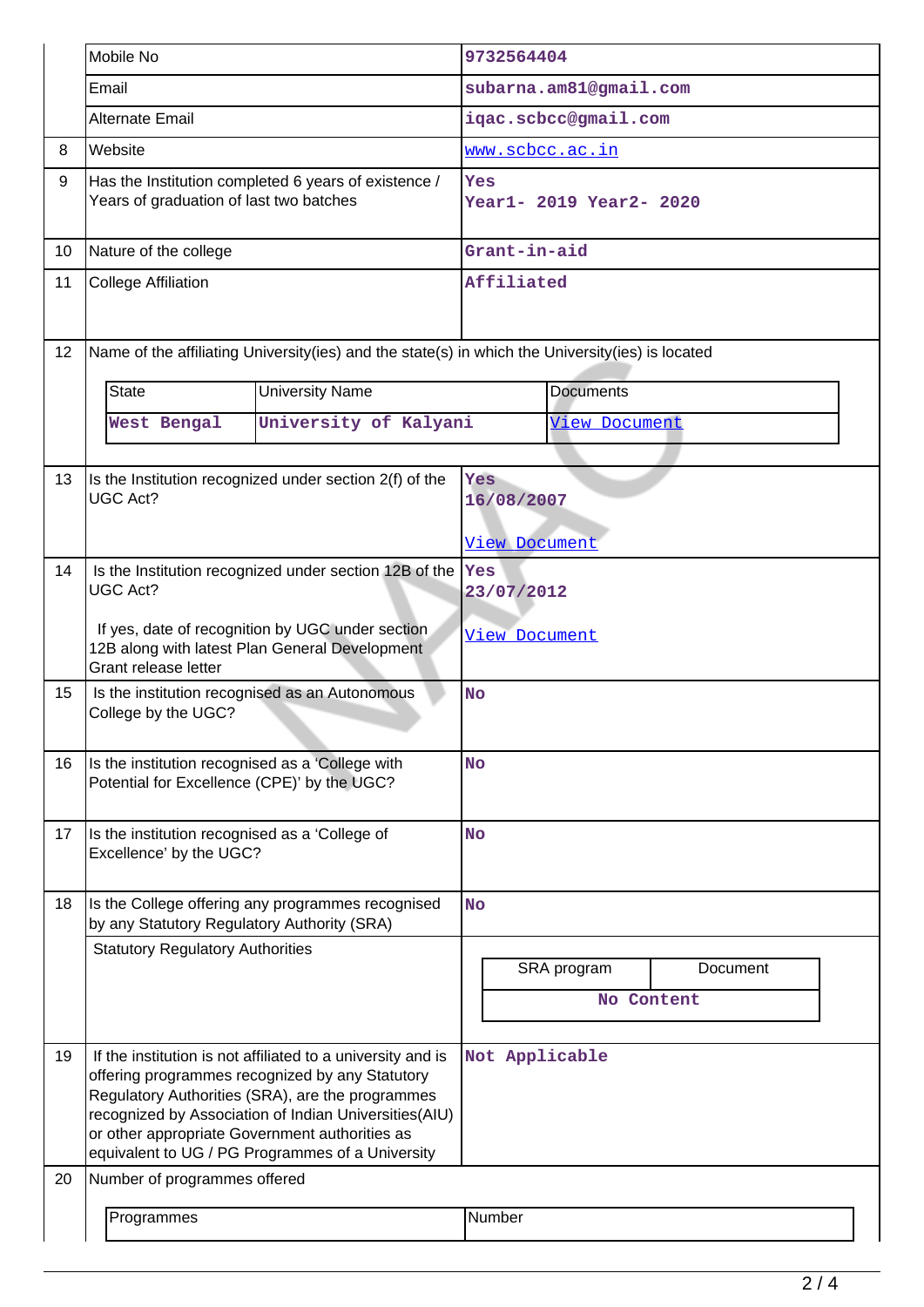| | | |
|---|---|---|
| | Mobile No | 9732564404 |
| | Email | subarna.am81@gmail.com |
| | Alternate Email | iqac.scbcc@gmail.com |
| 8 | Website | www.scbcc.ac.in |
| 9 | Has the Institution completed 6 years of existence / Years of graduation of last two batches | Yes<br>Year1- 2019 Year2- 2020 |
| 10 | Nature of the college | Grant-in-aid |
| 11 | College Affiliation | Affiliated |
| 12 | Name of the affiliating University(ies) and the state(s) in which the University(ies) is located | |

| State | University Name | Documents |
|---|---|---|
| West Bengal | University of Kalyani | View Document |

| | | |
|---|---|---|
| 13 | Is the Institution recognized under section 2(f) of the UGC Act? | Yes<br>16/08/2007<br>View Document |
| 14 | Is the Institution recognized under section 12B of the UGC Act?<br>If yes, date of recognition by UGC under section 12B along with latest Plan General Development Grant release letter | Yes<br>23/07/2012<br>View Document |
| 15 | Is the institution recognised as an Autonomous College by the UGC? | No |
| 16 | Is the institution recognised as a 'College with Potential for Excellence (CPE)' by the UGC? | No |
| 17 | Is the institution recognised as a 'College of Excellence' by the UGC? | No |
| 18 | Is the College offering any programmes recognised by any Statutory Regulatory Authority (SRA) | No |
| | Statutory Regulatory Authorities | |

| SRA program | Document |
|---|---|
| No Content | |

| | | |
|---|---|---|
| 19 | If the institution is not affiliated to a university and is offering programmes recognized by any Statutory Regulatory Authorities (SRA), are the programmes recognized by Association of Indian Universities(AIU) or other appropriate Government authorities as equivalent to UG / PG Programmes of a University | Not Applicable |
| 20 | Number of programmes offered | |

| Programmes | Number |
|---|---|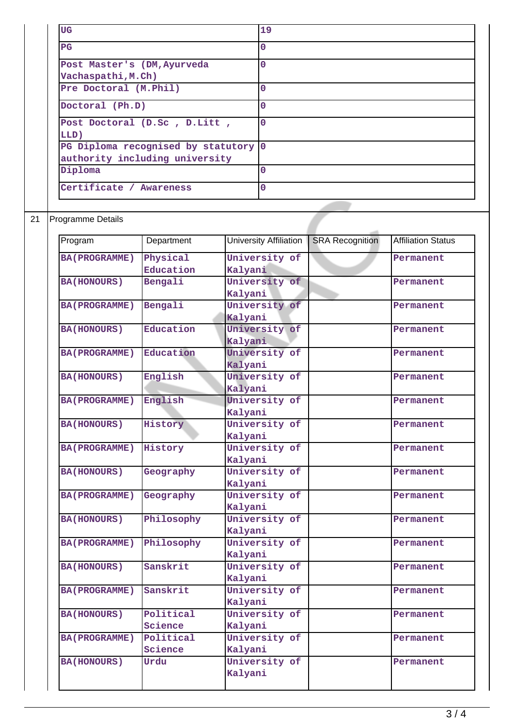| UG | 19 |
|---|---|
| PG | 0 |
| Post Master's (DM,Ayurveda Vachaspathi,M.Ch) | 0 |
| Pre Doctoral (M.Phil) | 0 |
| Doctoral (Ph.D) | 0 |
| Post Doctoral (D.Sc , D.Litt , LLD) | 0 |
| PG Diploma recognised by statutory authority including university | 0 |
| Diploma | 0 |
| Certificate / Awareness | 0 |

21 Programme Details

| Program | Department | University Affiliation | SRA Recognition | Affiliation Status |
|---|---|---|---|---|
| BA(PROGRAMME) | Physical Education | University of Kalyani | | Permanent |
| BA(HONOURS) | Bengali | University of Kalyani | | Permanent |
| BA(PROGRAMME) | Bengali | University of Kalyani | | Permanent |
| BA(HONOURS) | Education | University of Kalyani | | Permanent |
| BA(PROGRAMME) | Education | University of Kalyani | | Permanent |
| BA(HONOURS) | English | University of Kalyani | | Permanent |
| BA(PROGRAMME) | English | University of Kalyani | | Permanent |
| BA(HONOURS) | History | University of Kalyani | | Permanent |
| BA(PROGRAMME) | History | University of Kalyani | | Permanent |
| BA(HONOURS) | Geography | University of Kalyani | | Permanent |
| BA(PROGRAMME) | Geography | University of Kalyani | | Permanent |
| BA(HONOURS) | Philosophy | University of Kalyani | | Permanent |
| BA(PROGRAMME) | Philosophy | University of Kalyani | | Permanent |
| BA(HONOURS) | Sanskrit | University of Kalyani | | Permanent |
| BA(PROGRAMME) | Sanskrit | University of Kalyani | | Permanent |
| BA(HONOURS) | Political Science | University of Kalyani | | Permanent |
| BA(PROGRAMME) | Political Science | University of Kalyani | | Permanent |
| BA(HONOURS) | Urdu | University of Kalyani | | Permanent |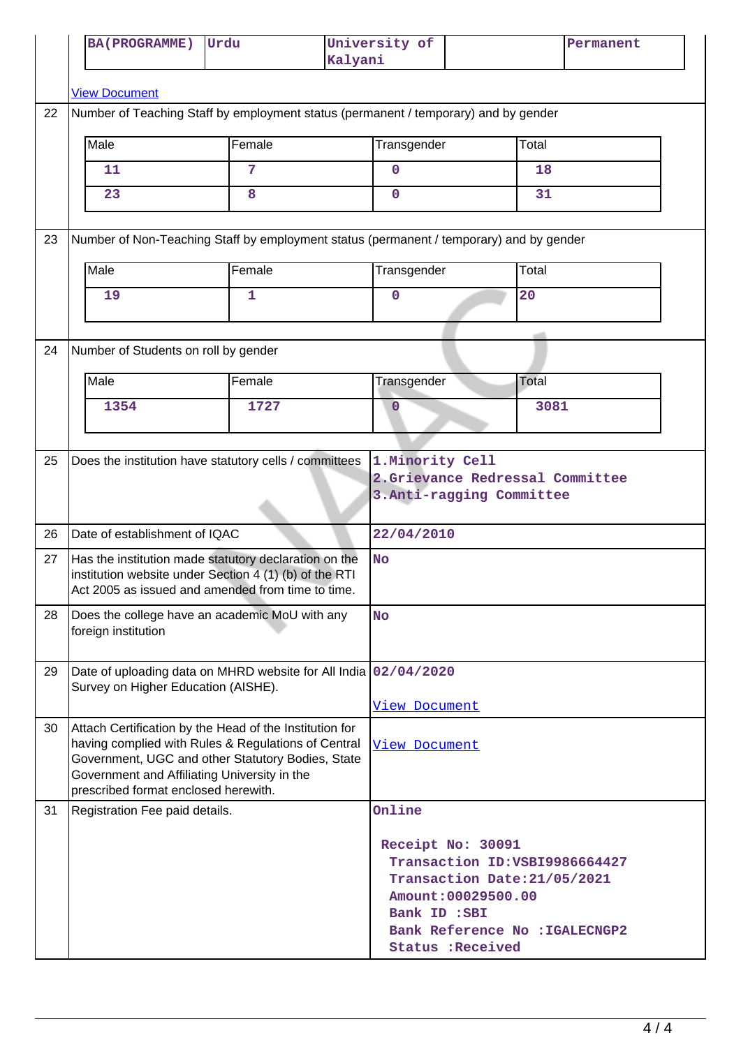| | | | | |
|---|---|---|---|---|
| BA(PROGRAMME) | Urdu | University of Kalyani | | Permanent |

View Document

| | | |
|---|---|---|
| 22 | Number of Teaching Staff by employment status (permanent / temporary) and by gender | |

| Male | Female | Transgender | Total |
|---|---|---|---|
| 11 | 7 | 0 | 18 |
| 23 | 8 | 0 | 31 |

| | | |
|---|---|---|
| 23 | Number of Non-Teaching Staff by employment status (permanent / temporary) and by gender | |

| Male | Female | Transgender | Total |
|---|---|---|---|
| 19 | 1 | 0 | 20 |

| | | |
|---|---|---|
| 24 | Number of Students on roll by gender | |

| Male | Female | Transgender | Total |
|---|---|---|---|
| 1354 | 1727 | 0 | 3081 |

| | | |
|---|---|---|
| 25 | Does the institution have statutory cells / committees | 1.Minority Cell<br>2.Grievance Redressal Committee<br>3.Anti-ragging Committee |
| 26 | Date of establishment of IQAC | 22/04/2010 |
| 27 | Has the institution made statutory declaration on the institution website under Section 4 (1) (b) of the RTI Act 2005 as issued and amended from time to time. | No |
| 28 | Does the college have an academic MoU with any foreign institution | No |
| 29 | Date of uploading data on MHRD website for All India Survey on Higher Education (AISHE). | 02/04/2020<br><br>View Document |
| 30 | Attach Certification by the Head of the Institution for having complied with Rules & Regulations of Central Government, UGC and other Statutory Bodies, State Government and Affiliating University in the prescribed format enclosed herewith. | View Document |
| 31 | Registration Fee paid details. | Online<br><br>Receipt No: 30091<br>Transaction ID:VSBI9986664427<br>Transaction Date:21/05/2021<br>Amount:00029500.00<br>Bank ID :SBI<br>Bank Reference No :IGALECNGP2<br>Status :Received |